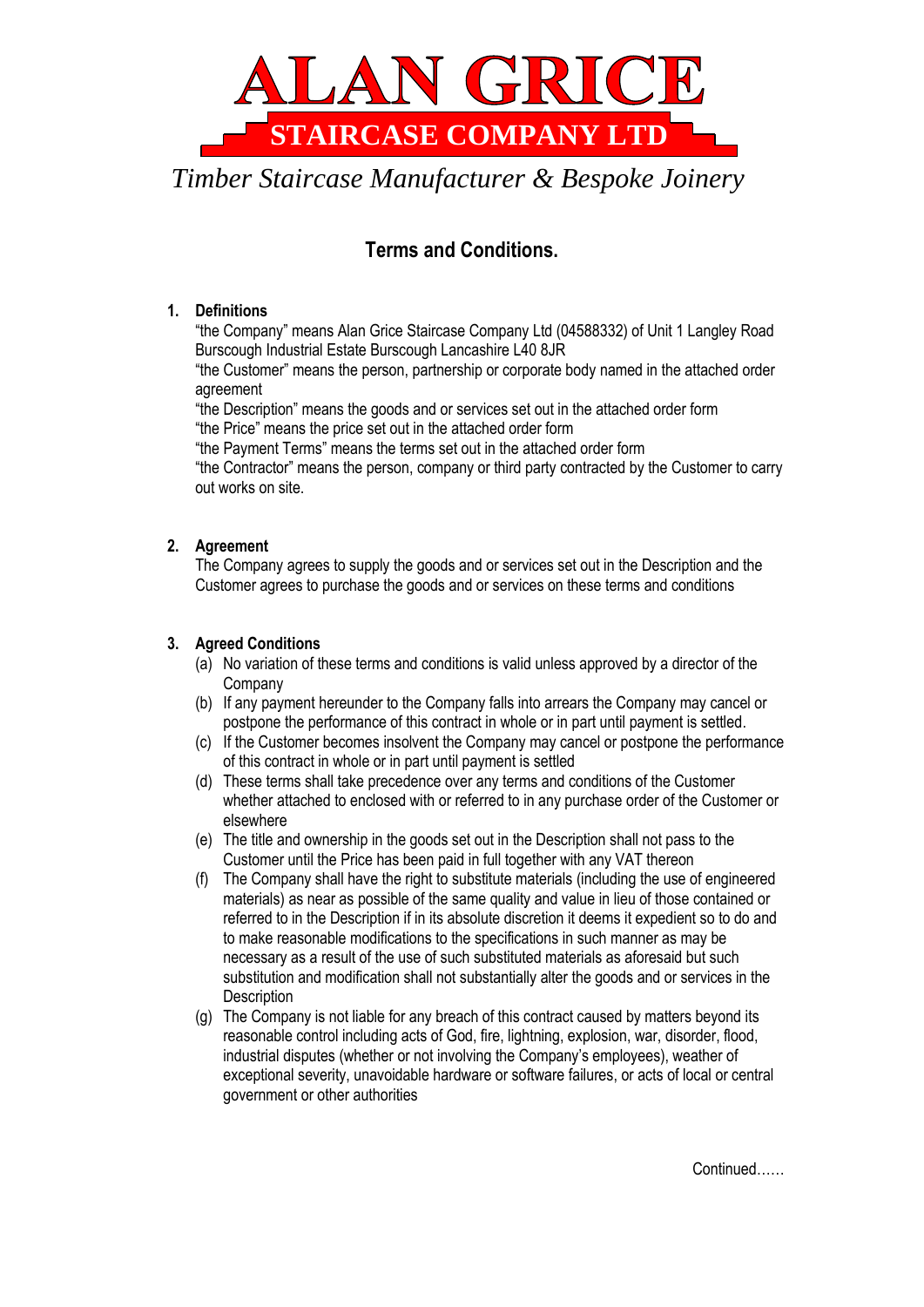# ALAN GRICE

## STAIRCASE COMPANY LTD

*Timber Staircase Manufacturer & Bespoke Joinery*

## Terms and Conditions.

**1. Definitions**

"the Company" means Alan Grice Staircase Company Ltd (04588332) of Unit 1 Langley Road Burscough Industrial Estate Burscough Lancashire L40 8JR
"the Customer" means the person, partnership or corporate body named in the attached order agreement
"the Description" means the goods and or services set out in the attached order form
"the Price" means the price set out in the attached order form
"the Payment Terms" means the terms set out in the attached order form
"the Contractor" means the person, company or third party contracted by the Customer to carry out works on site.

**2. Agreement**

The Company agrees to supply the goods and or services set out in the Description and the Customer agrees to purchase the goods and or services on these terms and conditions

**3. Agreed Conditions**

(a) No variation of these terms and conditions is valid unless approved by a director of the Company
(b) If any payment hereunder to the Company falls into arrears the Company may cancel or postpone the performance of this contract in whole or in part until payment is settled.
(c) If the Customer becomes insolvent the Company may cancel or postpone the performance of this contract in whole or in part until payment is settled
(d) These terms shall take precedence over any terms and conditions of the Customer whether attached to enclosed with or referred to in any purchase order of the Customer or elsewhere
(e) The title and ownership in the goods set out in the Description shall not pass to the Customer until the Price has been paid in full together with any VAT thereon
(f) The Company shall have the right to substitute materials (including the use of engineered materials) as near as possible of the same quality and value in lieu of those contained or referred to in the Description if in its absolute discretion it deems it expedient so to do and to make reasonable modifications to the specifications in such manner as may be necessary as a result of the use of such substituted materials as aforesaid but such substitution and modification shall not substantially alter the goods and or services in the Description
(g) The Company is not liable for any breach of this contract caused by matters beyond its reasonable control including acts of God, fire, lightning, explosion, war, disorder, flood, industrial disputes (whether or not involving the Company's employees), weather of exceptional severity, unavoidable hardware or software failures, or acts of local or central government or other authorities

Continued……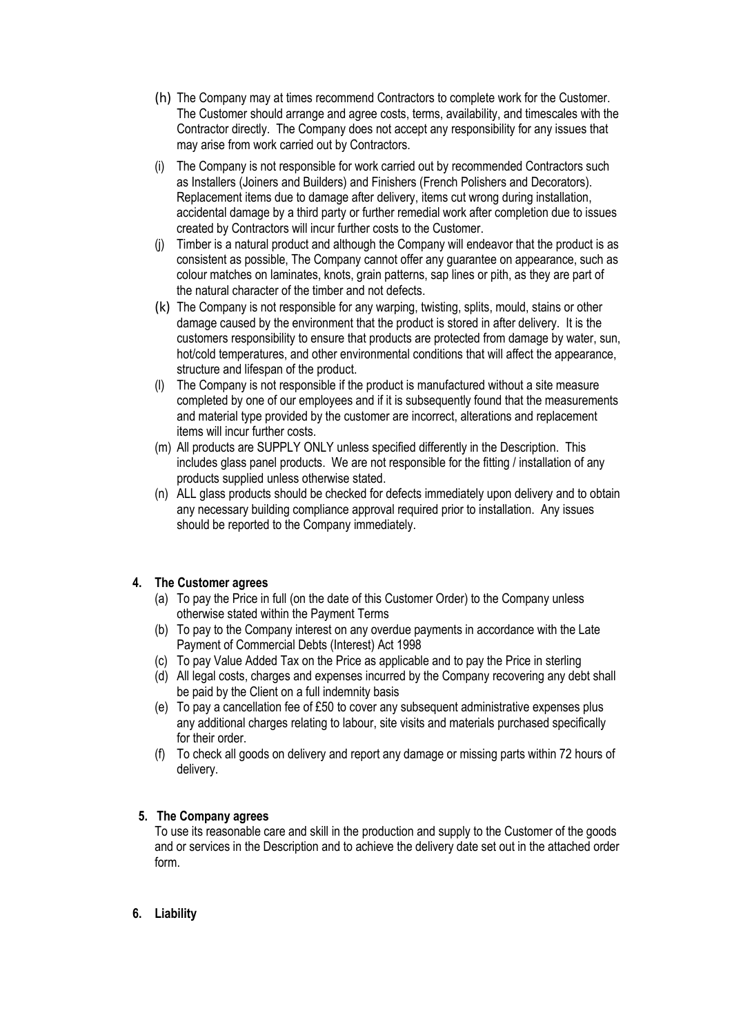(h) The Company may at times recommend Contractors to complete work for the Customer. The Customer should arrange and agree costs, terms, availability, and timescales with the Contractor directly. The Company does not accept any responsibility for any issues that may arise from work carried out by Contractors.

(i) The Company is not responsible for work carried out by recommended Contractors such as Installers (Joiners and Builders) and Finishers (French Polishers and Decorators). Replacement items due to damage after delivery, items cut wrong during installation, accidental damage by a third party or further remedial work after completion due to issues created by Contractors will incur further costs to the Customer.

(j) Timber is a natural product and although the Company will endeavor that the product is as consistent as possible, The Company cannot offer any guarantee on appearance, such as colour matches on laminates, knots, grain patterns, sap lines or pith, as they are part of the natural character of the timber and not defects.

(k) The Company is not responsible for any warping, twisting, splits, mould, stains or other damage caused by the environment that the product is stored in after delivery. It is the customers responsibility to ensure that products are protected from damage by water, sun, hot/cold temperatures, and other environmental conditions that will affect the appearance, structure and lifespan of the product.

(l) The Company is not responsible if the product is manufactured without a site measure completed by one of our employees and if it is subsequently found that the measurements and material type provided by the customer are incorrect, alterations and replacement items will incur further costs.

(m) All products are SUPPLY ONLY unless specified differently in the Description. This includes glass panel products. We are not responsible for the fitting / installation of any products supplied unless otherwise stated.

(n) ALL glass products should be checked for defects immediately upon delivery and to obtain any necessary building compliance approval required prior to installation. Any issues should be reported to the Company immediately.

**4. The Customer agrees**

(a) To pay the Price in full (on the date of this Customer Order) to the Company unless otherwise stated within the Payment Terms

(b) To pay to the Company interest on any overdue payments in accordance with the Late Payment of Commercial Debts (Interest) Act 1998

(c) To pay Value Added Tax on the Price as applicable and to pay the Price in sterling

(d) All legal costs, charges and expenses incurred by the Company recovering any debt shall be paid by the Client on a full indemnity basis

(e) To pay a cancellation fee of £50 to cover any subsequent administrative expenses plus any additional charges relating to labour, site visits and materials purchased specifically for their order.

(f) To check all goods on delivery and report any damage or missing parts within 72 hours of delivery.

**5. The Company agrees**

To use its reasonable care and skill in the production and supply to the Customer of the goods and or services in the Description and to achieve the delivery date set out in the attached order form.

**6. Liability**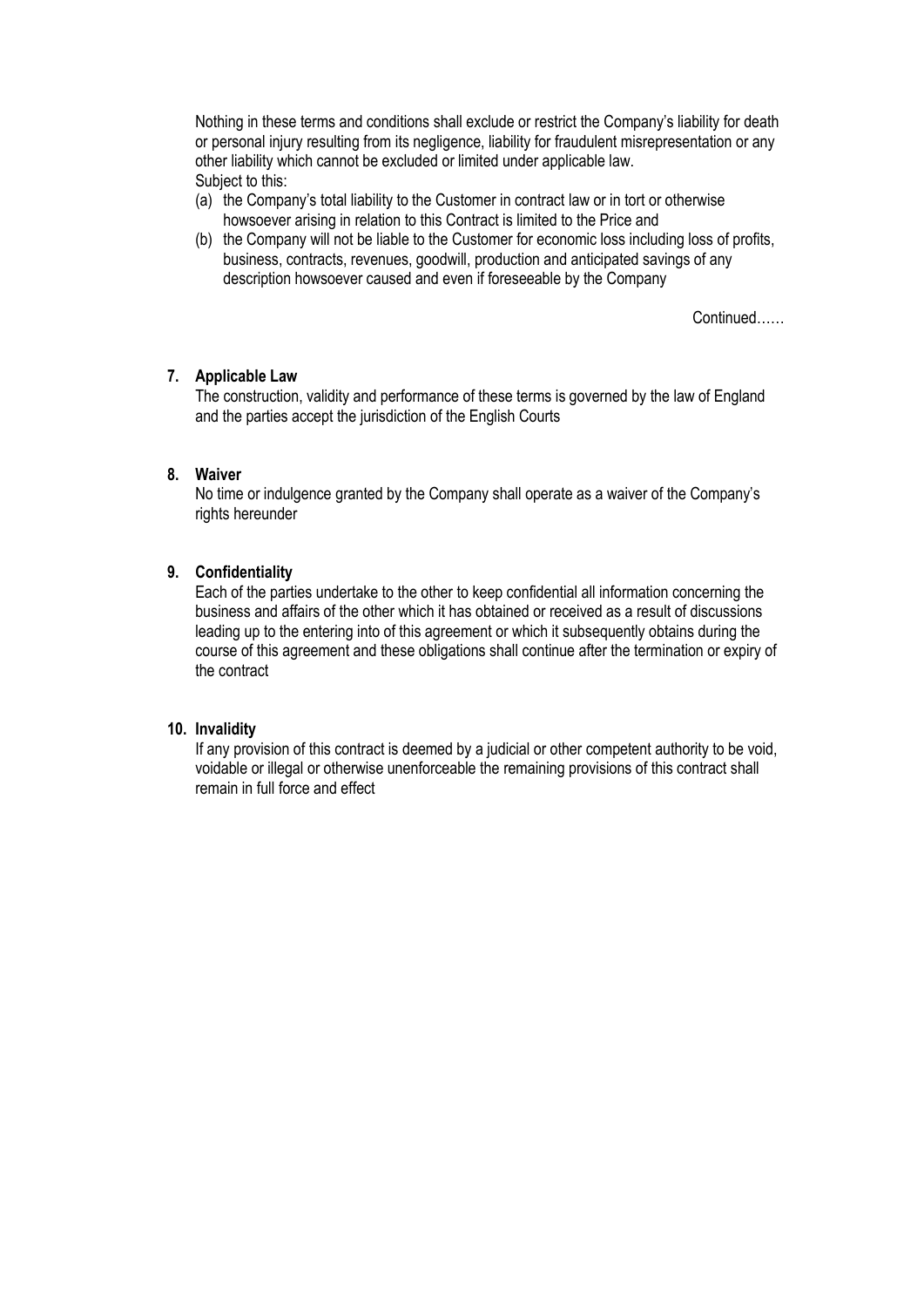Nothing in these terms and conditions shall exclude or restrict the Company's liability for death or personal injury resulting from its negligence, liability for fraudulent misrepresentation or any other liability which cannot be excluded or limited under applicable law.
Subject to this:

(a) the Company's total liability to the Customer in contract law or in tort or otherwise howsoever arising in relation to this Contract is limited to the Price and
(b) the Company will not be liable to the Customer for economic loss including loss of profits, business, contracts, revenues, goodwill, production and anticipated savings of any description howsoever caused and even if foreseeable by the Company

Continued……

**7. Applicable Law**

The construction, validity and performance of these terms is governed by the law of England and the parties accept the jurisdiction of the English Courts

**8. Waiver**

No time or indulgence granted by the Company shall operate as a waiver of the Company's rights hereunder

**9. Confidentiality**

Each of the parties undertake to the other to keep confidential all information concerning the business and affairs of the other which it has obtained or received as a result of discussions leading up to the entering into of this agreement or which it subsequently obtains during the course of this agreement and these obligations shall continue after the termination or expiry of the contract

**10. Invalidity**

If any provision of this contract is deemed by a judicial or other competent authority to be void, voidable or illegal or otherwise unenforceable the remaining provisions of this contract shall remain in full force and effect